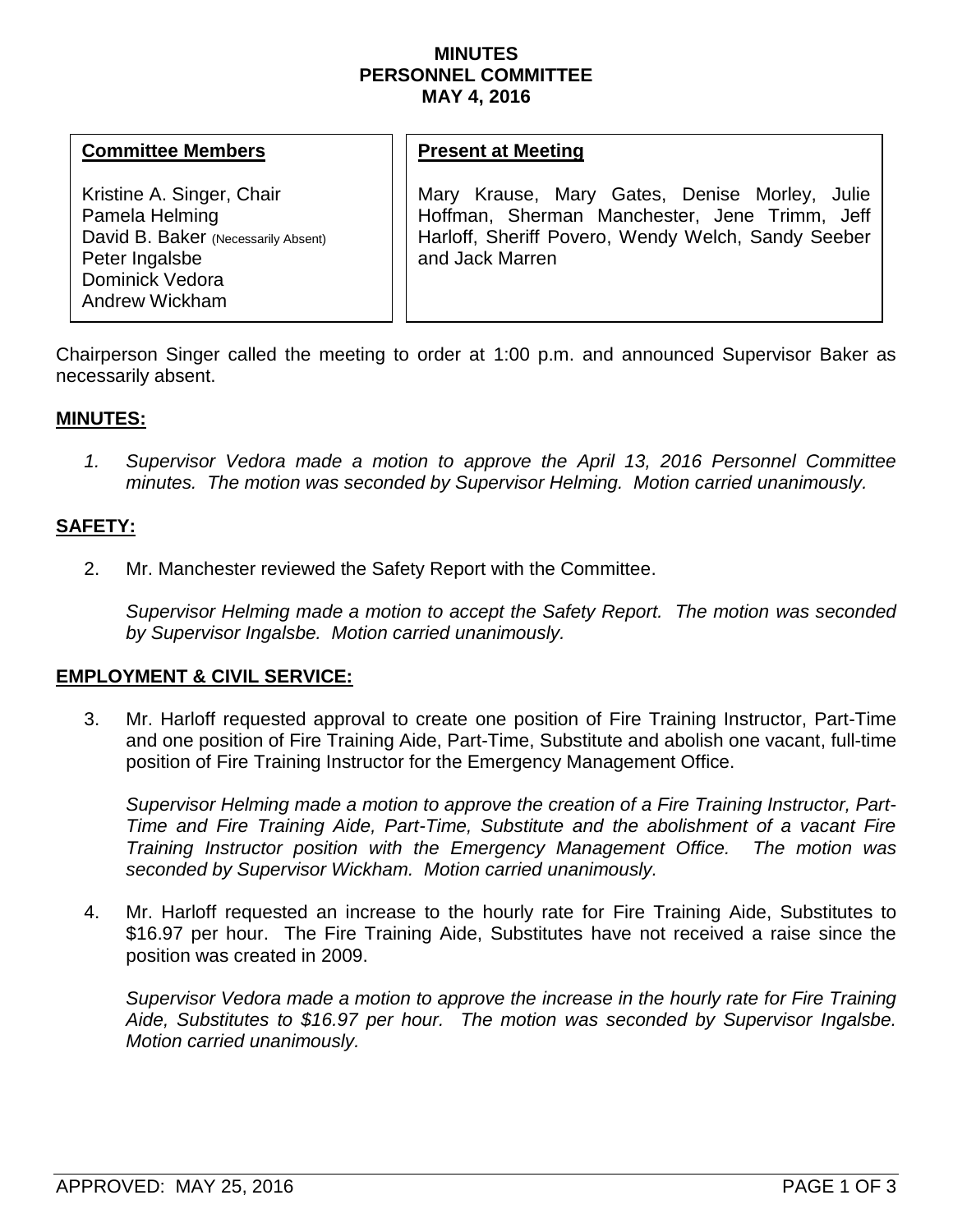**MINUTES**
**PERSONNEL COMMITTEE**
**MAY 4, 2016**

| **Committee Members** | **Present at Meeting** |
|---|---|
| Kristine A. Singer, Chair<br>Pamela Helming<br>David B. Baker (Necessarily Absent)<br>Peter Ingalsbe<br>Dominick Vedora<br>Andrew Wickham | Mary Krause, Mary Gates, Denise Morley, Julie Hoffman, Sherman Manchester, Jene Trimm, Jeff Harloff, Sheriff Povero, Wendy Welch, Sandy Seeber and Jack Marren |

Chairperson Singer called the meeting to order at 1:00 p.m. and announced Supervisor Baker as necessarily absent.

**MINUTES:**

1. *Supervisor Vedora made a motion to approve the April 13, 2016 Personnel Committee minutes. The motion was seconded by Supervisor Helming. Motion carried unanimously.*

**SAFETY:**

2. Mr. Manchester reviewed the Safety Report with the Committee.

   *Supervisor Helming made a motion to accept the Safety Report. The motion was seconded by Supervisor Ingalsbe. Motion carried unanimously.*

**EMPLOYMENT & CIVIL SERVICE:**

3. Mr. Harloff requested approval to create one position of Fire Training Instructor, Part-Time and one position of Fire Training Aide, Part-Time, Substitute and abolish one vacant, full-time position of Fire Training Instructor for the Emergency Management Office.

   *Supervisor Helming made a motion to approve the creation of a Fire Training Instructor, Part-Time and Fire Training Aide, Part-Time, Substitute and the abolishment of a vacant Fire Training Instructor position with the Emergency Management Office. The motion was seconded by Supervisor Wickham. Motion carried unanimously.*

4. Mr. Harloff requested an increase to the hourly rate for Fire Training Aide, Substitutes to $16.97 per hour. The Fire Training Aide, Substitutes have not received a raise since the position was created in 2009.

   *Supervisor Vedora made a motion to approve the increase in the hourly rate for Fire Training Aide, Substitutes to $16.97 per hour. The motion was seconded by Supervisor Ingalsbe. Motion carried unanimously.*

APPROVED: MAY 25, 2016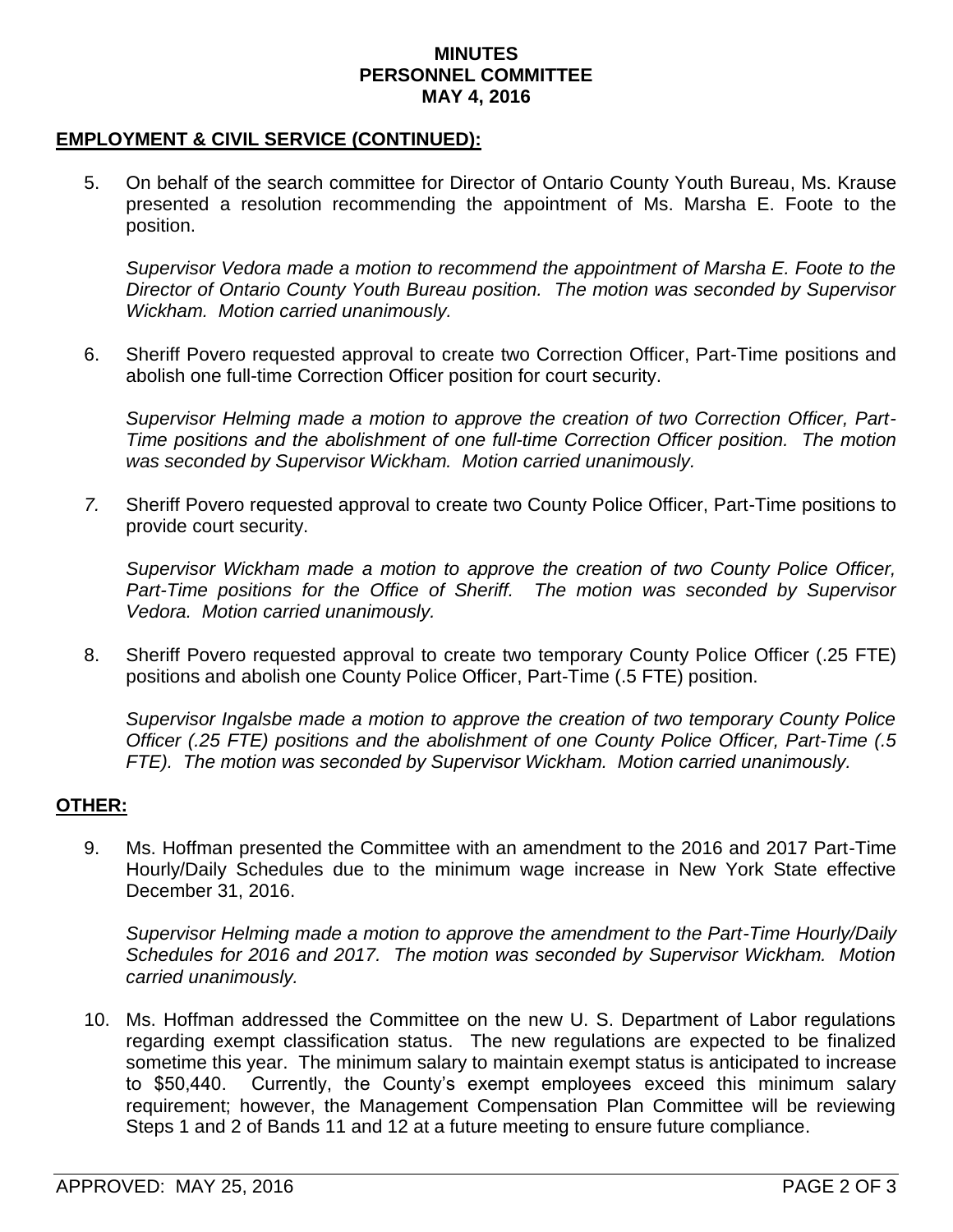**MINUTES**
**PERSONNEL COMMITTEE**
**MAY 4, 2016**

## EMPLOYMENT & CIVIL SERVICE (CONTINUED):

5. On behalf of the search committee for Director of Ontario County Youth Bureau, Ms. Krause presented a resolution recommending the appointment of Ms. Marsha E. Foote to the position.

   *Supervisor Vedora made a motion to recommend the appointment of Marsha E. Foote to the Director of Ontario County Youth Bureau position. The motion was seconded by Supervisor Wickham. Motion carried unanimously.*

6. Sheriff Povero requested approval to create two Correction Officer, Part-Time positions and abolish one full-time Correction Officer position for court security.

   *Supervisor Helming made a motion to approve the creation of two Correction Officer, Part-Time positions and the abolishment of one full-time Correction Officer position. The motion was seconded by Supervisor Wickham. Motion carried unanimously.*

7. Sheriff Povero requested approval to create two County Police Officer, Part-Time positions to provide court security.

   *Supervisor Wickham made a motion to approve the creation of two County Police Officer, Part-Time positions for the Office of Sheriff. The motion was seconded by Supervisor Vedora. Motion carried unanimously.*

8. Sheriff Povero requested approval to create two temporary County Police Officer (.25 FTE) positions and abolish one County Police Officer, Part-Time (.5 FTE) position.

   *Supervisor Ingalsbe made a motion to approve the creation of two temporary County Police Officer (.25 FTE) positions and the abolishment of one County Police Officer, Part-Time (.5 FTE). The motion was seconded by Supervisor Wickham. Motion carried unanimously.*

## OTHER:

9. Ms. Hoffman presented the Committee with an amendment to the 2016 and 2017 Part-Time Hourly/Daily Schedules due to the minimum wage increase in New York State effective December 31, 2016.

   *Supervisor Helming made a motion to approve the amendment to the Part-Time Hourly/Daily Schedules for 2016 and 2017. The motion was seconded by Supervisor Wickham. Motion carried unanimously.*

10. Ms. Hoffman addressed the Committee on the new U. S. Department of Labor regulations regarding exempt classification status. The new regulations are expected to be finalized sometime this year. The minimum salary to maintain exempt status is anticipated to increase to $50,440. Currently, the County's exempt employees exceed this minimum salary requirement; however, the Management Compensation Plan Committee will be reviewing Steps 1 and 2 of Bands 11 and 12 at a future meeting to ensure future compliance.

APPROVED: MAY 25, 2016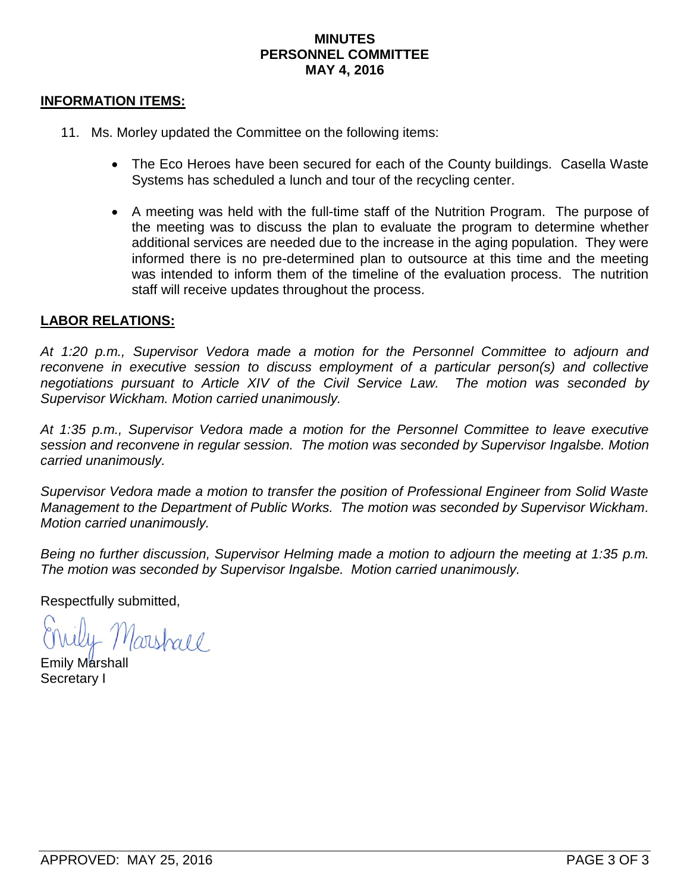**MINUTES**
**PERSONNEL COMMITTEE**
**MAY 4, 2016**

## INFORMATION ITEMS:

11. Ms. Morley updated the Committee on the following items:

    - The Eco Heroes have been secured for each of the County buildings. Casella Waste Systems has scheduled a lunch and tour of the recycling center.

    - A meeting was held with the full-time staff of the Nutrition Program. The purpose of the meeting was to discuss the plan to evaluate the program to determine whether additional services are needed due to the increase in the aging population. They were informed there is no pre-determined plan to outsource at this time and the meeting was intended to inform them of the timeline of the evaluation process. The nutrition staff will receive updates throughout the process.

## LABOR RELATIONS:

*At 1:20 p.m., Supervisor Vedora made a motion for the Personnel Committee to adjourn and reconvene in executive session to discuss employment of a particular person(s) and collective negotiations pursuant to Article XIV of the Civil Service Law. The motion was seconded by Supervisor Wickham. Motion carried unanimously.*

*At 1:35 p.m., Supervisor Vedora made a motion for the Personnel Committee to leave executive session and reconvene in regular session. The motion was seconded by Supervisor Ingalsbe. Motion carried unanimously.*

*Supervisor Vedora made a motion to transfer the position of Professional Engineer from Solid Waste Management to the Department of Public Works. The motion was seconded by Supervisor Wickham. Motion carried unanimously.*

*Being no further discussion, Supervisor Helming made a motion to adjourn the meeting at 1:35 p.m. The motion was seconded by Supervisor Ingalsbe. Motion carried unanimously.*

Respectfully submitted,

Emily Marshall
Secretary I

APPROVED: MAY 25, 2016